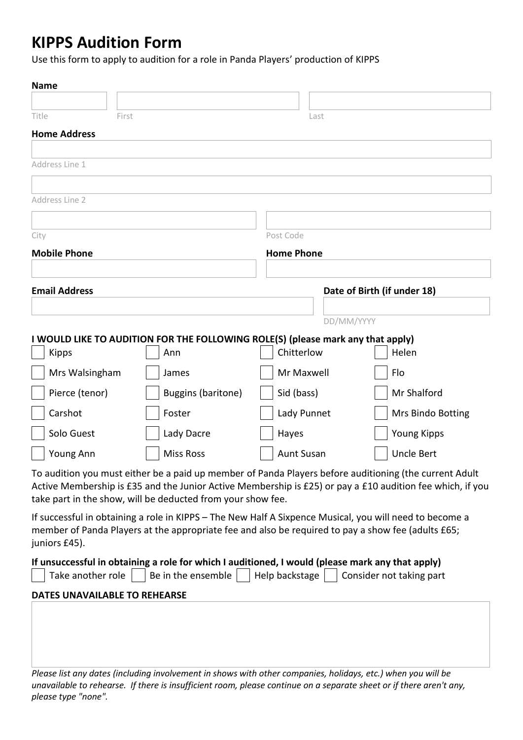# KIPPS Audition Form

Use this form to apply to audition for a role in Panda Players' production of KIPPS

**Name**

Title ______ First ______ Last ______

**Home Address**

Address Line 1 ______

Address Line 2 ______

City ______ Post Code ______

**Mobile Phone** ______ **Home Phone** ______

**Email Address** ______ **Date of Birth (if under 18)** ______ DD/MM/YYYY

**I WOULD LIKE TO AUDITION FOR THE FOLLOWING ROLE(S) (please mark any that apply)**

| | | | |
|---|---|---|---|
| ☐ Kipps | ☐ Ann | ☐ Chitterlow | ☐ Helen |
| ☐ Mrs Walsingham | ☐ James | ☐ Mr Maxwell | ☐ Flo |
| ☐ Pierce (tenor) | ☐ Buggins (baritone) | ☐ Sid (bass) | ☐ Mr Shalford |
| ☐ Carshot | ☐ Foster | ☐ Lady Punnet | ☐ Mrs Bindo Botting |
| ☐ Solo Guest | ☐ Lady Dacre | ☐ Hayes | ☐ Young Kipps |
| ☐ Young Ann | ☐ Miss Ross | ☐ Aunt Susan | ☐ Uncle Bert |

To audition you must either be a paid up member of Panda Players before auditioning (the current Adult Active Membership is £35 and the Junior Active Membership is £25) or pay a £10 audition fee which, if you take part in the show, will be deducted from your show fee.

If successful in obtaining a role in KIPPS – The New Half A Sixpence Musical, you will need to become a member of Panda Players at the appropriate fee and also be required to pay a show fee (adults £65; juniors £45).

**If unsuccessful in obtaining a role for which I auditioned, I would (please mark any that apply)**

☐ Take another role ☐ Be in the ensemble ☐ Help backstage ☐ Consider not taking part

**DATES UNAVAILABLE TO REHEARSE**

*Please list any dates (including involvement in shows with other companies, holidays, etc.) when you will be unavailable to rehearse. If there is insufficient room, please continue on a separate sheet or if there aren't any, please type "none".*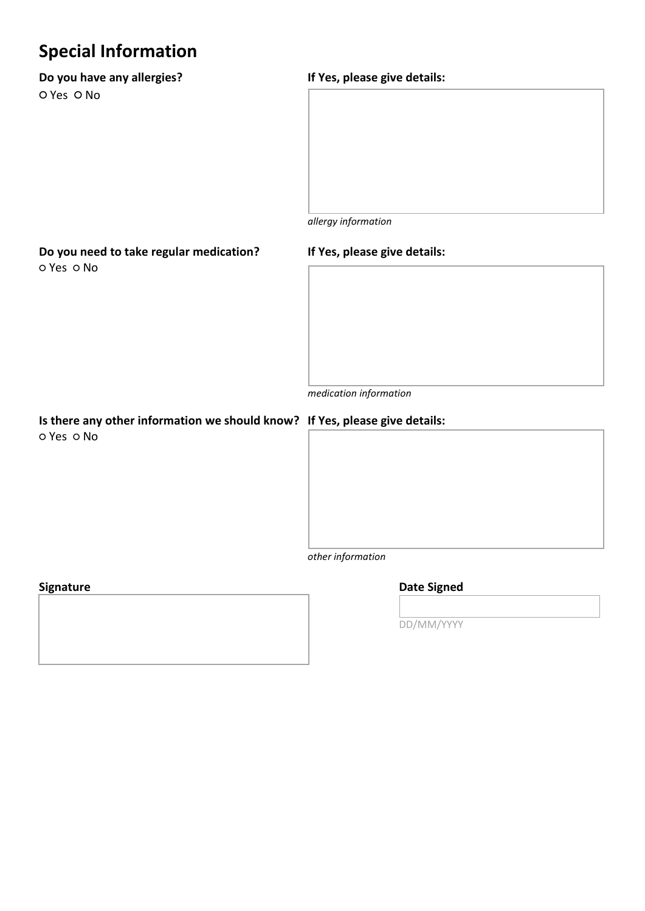## Special Information

**Do you have any allergies?**

○ Yes ○ No

**If Yes, please give details:**

*allergy information*

**Do you need to take regular medication?**

○ Yes ○ No

**If Yes, please give details:**

*medication information*

**Is there any other information we should know?**

○ Yes ○ No

**If Yes, please give details:**

*other information*

**Signature**

**Date Signed**

DD/MM/YYYY